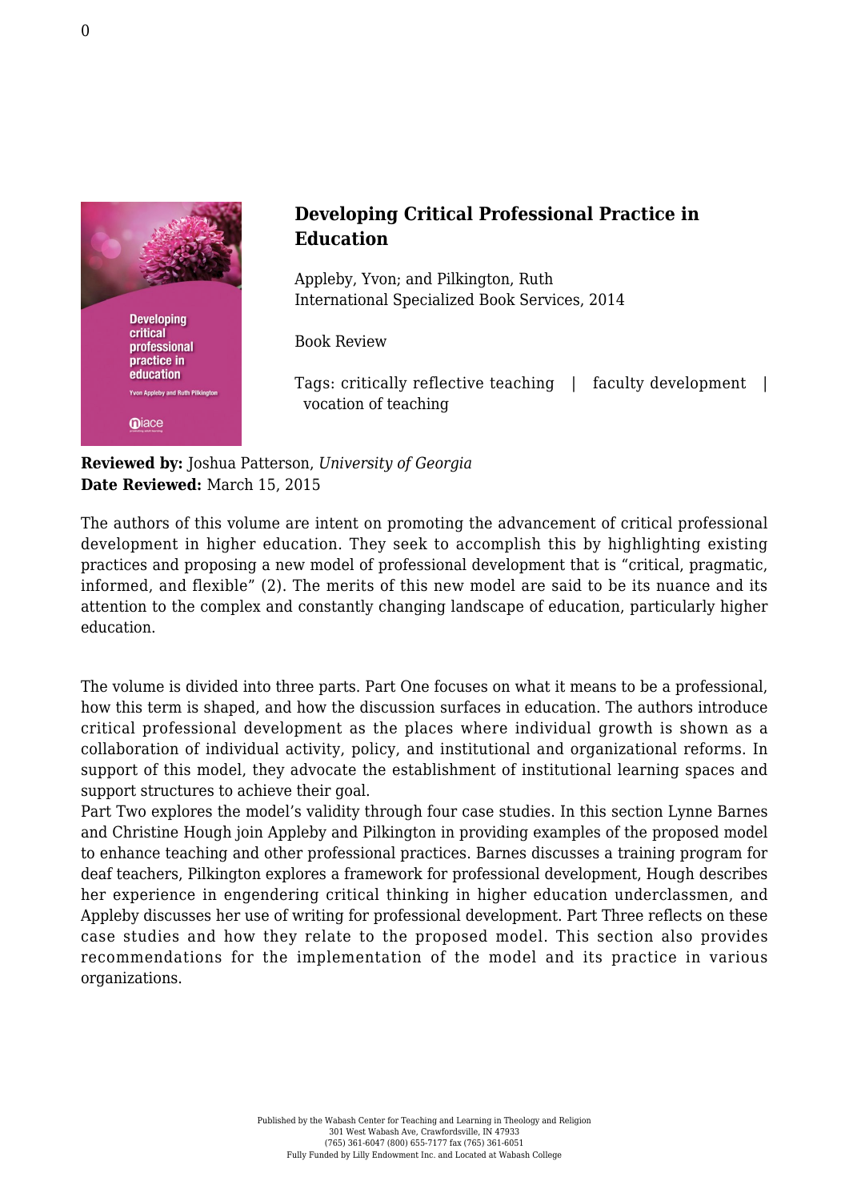# Developing Critical Professional Practice in Education

Appleby, Yvon; and Pilkington, Ruth
International Specialized Book Services, 2014

Book Review

Tags: critically reflective teaching | faculty development | vocation of teaching

**Reviewed by:** Joshua Patterson, *University of Georgia*
**Date Reviewed:** March 15, 2015

The authors of this volume are intent on promoting the advancement of critical professional development in higher education. They seek to accomplish this by highlighting existing practices and proposing a new model of professional development that is "critical, pragmatic, informed, and flexible" (2). The merits of this new model are said to be its nuance and its attention to the complex and constantly changing landscape of education, particularly higher education.

The volume is divided into three parts. Part One focuses on what it means to be a professional, how this term is shaped, and how the discussion surfaces in education. The authors introduce critical professional development as the places where individual growth is shown as a collaboration of individual activity, policy, and institutional and organizational reforms. In support of this model, they advocate the establishment of institutional learning spaces and support structures to achieve their goal.

Part Two explores the model's validity through four case studies. In this section Lynne Barnes and Christine Hough join Appleby and Pilkington in providing examples of the proposed model to enhance teaching and other professional practices. Barnes discusses a training program for deaf teachers, Pilkington explores a framework for professional development, Hough describes her experience in engendering critical thinking in higher education underclassmen, and Appleby discusses her use of writing for professional development. Part Three reflects on these case studies and how they relate to the proposed model. This section also provides recommendations for the implementation of the model and its practice in various organizations.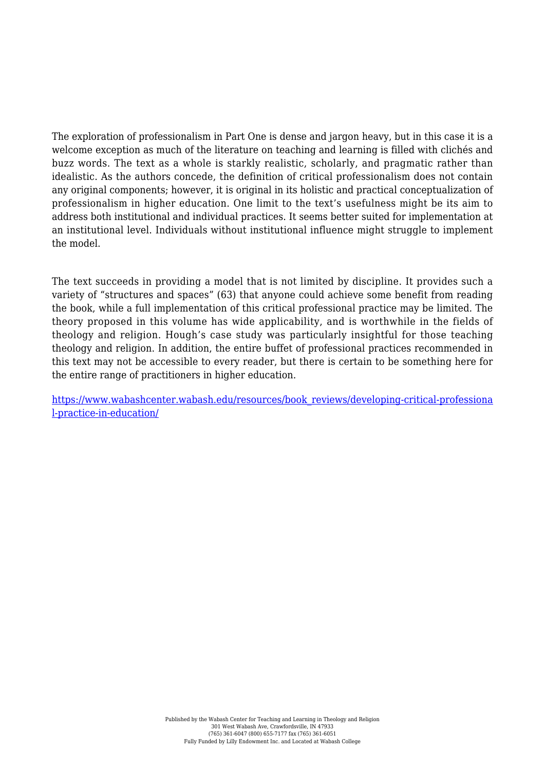The exploration of professionalism in Part One is dense and jargon heavy, but in this case it is a welcome exception as much of the literature on teaching and learning is filled with clichés and buzz words. The text as a whole is starkly realistic, scholarly, and pragmatic rather than idealistic. As the authors concede, the definition of critical professionalism does not contain any original components; however, it is original in its holistic and practical conceptualization of professionalism in higher education. One limit to the text's usefulness might be its aim to address both institutional and individual practices. It seems better suited for implementation at an institutional level. Individuals without institutional influence might struggle to implement the model.

The text succeeds in providing a model that is not limited by discipline. It provides such a variety of "structures and spaces" (63) that anyone could achieve some benefit from reading the book, while a full implementation of this critical professional practice may be limited. The theory proposed in this volume has wide applicability, and is worthwhile in the fields of theology and religion. Hough's case study was particularly insightful for those teaching theology and religion. In addition, the entire buffet of professional practices recommended in this text may not be accessible to every reader, but there is certain to be something here for the entire range of practitioners in higher education.

[https://www.wabashcenter.wabash.edu/resources/book_reviews/developing-critical-professional-practice-in-education/](https://www.wabashcenter.wabash.edu/resources/book_reviews/developing-critical-professional-practice-in-education/)

Published by the Wabash Center for Teaching and Learning in Theology and Religion
301 West Wabash Ave, Crawfordsville, IN 47933
(765) 361-6047 (800) 655-7177 fax (765) 361-6051
Fully Funded by Lilly Endowment Inc. and Located at Wabash College